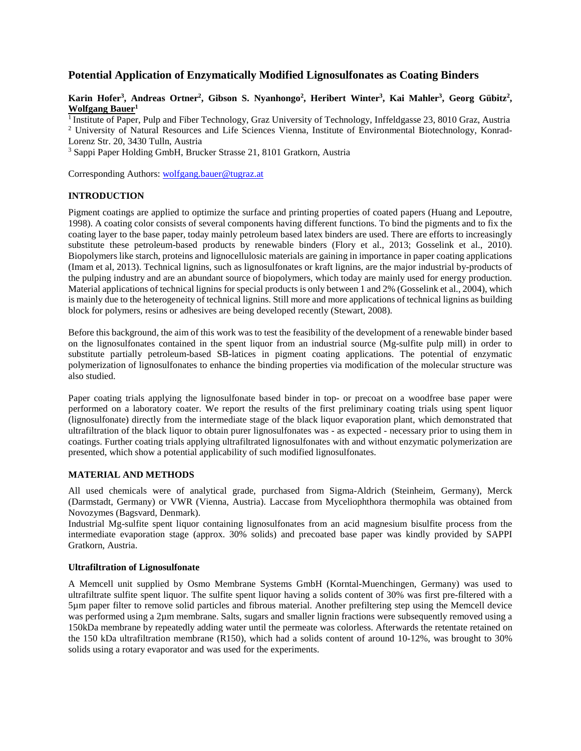# Potential Application of Enzymatically Modified Lignosulfonates as Coating Binders

**Karin Hofer[3], Andreas Ortner[2], Gibson S. Nyanhongo[2], Heribert Winter[3], Kai Mahler[3], Georg Gübitz[2], Wolfgang Bauer[1]**

[1] Institute of Paper, Pulp and Fiber Technology, Graz University of Technology, Inffeldgasse 23, 8010 Graz, Austria
[2] University of Natural Resources and Life Sciences Vienna, Institute of Environmental Biotechnology, Konrad-Lorenz Str. 20, 3430 Tulln, Austria
[3] Sappi Paper Holding GmbH, Brucker Strasse 21, 8101 Gratkorn, Austria

Corresponding Authors: wolfgang.bauer@tugraz.at

## INTRODUCTION

Pigment coatings are applied to optimize the surface and printing properties of coated papers (Huang and Lepoutre, 1998). A coating color consists of several components having different functions. To bind the pigments and to fix the coating layer to the base paper, today mainly petroleum based latex binders are used. There are efforts to increasingly substitute these petroleum-based products by renewable binders (Flory et al., 2013; Gosselink et al., 2010). Biopolymers like starch, proteins and lignocellulosic materials are gaining in importance in paper coating applications (Imam et al, 2013). Technical lignins, such as lignosulfonates or kraft lignins, are the major industrial by-products of the pulping industry and are an abundant source of biopolymers, which today are mainly used for energy production. Material applications of technical lignins for special products is only between 1 and 2% (Gosselink et al., 2004), which is mainly due to the heterogeneity of technical lignins. Still more and more applications of technical lignins as building block for polymers, resins or adhesives are being developed recently (Stewart, 2008).

Before this background, the aim of this work was to test the feasibility of the development of a renewable binder based on the lignosulfonates contained in the spent liquor from an industrial source (Mg-sulfite pulp mill) in order to substitute partially petroleum-based SB-latices in pigment coating applications. The potential of enzymatic polymerization of lignosulfonates to enhance the binding properties via modification of the molecular structure was also studied.

Paper coating trials applying the lignosulfonate based binder in top- or precoat on a woodfree base paper were performed on a laboratory coater. We report the results of the first preliminary coating trials using spent liquor (lignosulfonate) directly from the intermediate stage of the black liquor evaporation plant, which demonstrated that ultrafiltration of the black liquor to obtain purer lignosulfonates was - as expected - necessary prior to using them in coatings. Further coating trials applying ultrafiltrated lignosulfonates with and without enzymatic polymerization are presented, which show a potential applicability of such modified lignosulfonates.

## MATERIAL AND METHODS

All used chemicals were of analytical grade, purchased from Sigma-Aldrich (Steinheim, Germany), Merck (Darmstadt, Germany) or VWR (Vienna, Austria). Laccase from Myceliophthora thermophila was obtained from Novozymes (Bagsvard, Denmark).
Industrial Mg-sulfite spent liquor containing lignosulfonates from an acid magnesium bisulfite process from the intermediate evaporation stage (approx. 30% solids) and precoated base paper was kindly provided by SAPPI Gratkorn, Austria.

### Ultrafiltration of Lignosulfonate

A Memcell unit supplied by Osmo Membrane Systems GmbH (Korntal-Muenchingen, Germany) was used to ultrafiltrate sulfite spent liquor. The sulfite spent liquor having a solids content of 30% was first pre-filtered with a 5µm paper filter to remove solid particles and fibrous material. Another prefiltering step using the Memcell device was performed using a 2µm membrane. Salts, sugars and smaller lignin fractions were subsequently removed using a 150kDa membrane by repeatedly adding water until the permeate was colorless. Afterwards the retentate retained on the 150 kDa ultrafiltration membrane (R150), which had a solids content of around 10-12%, was brought to 30% solids using a rotary evaporator and was used for the experiments.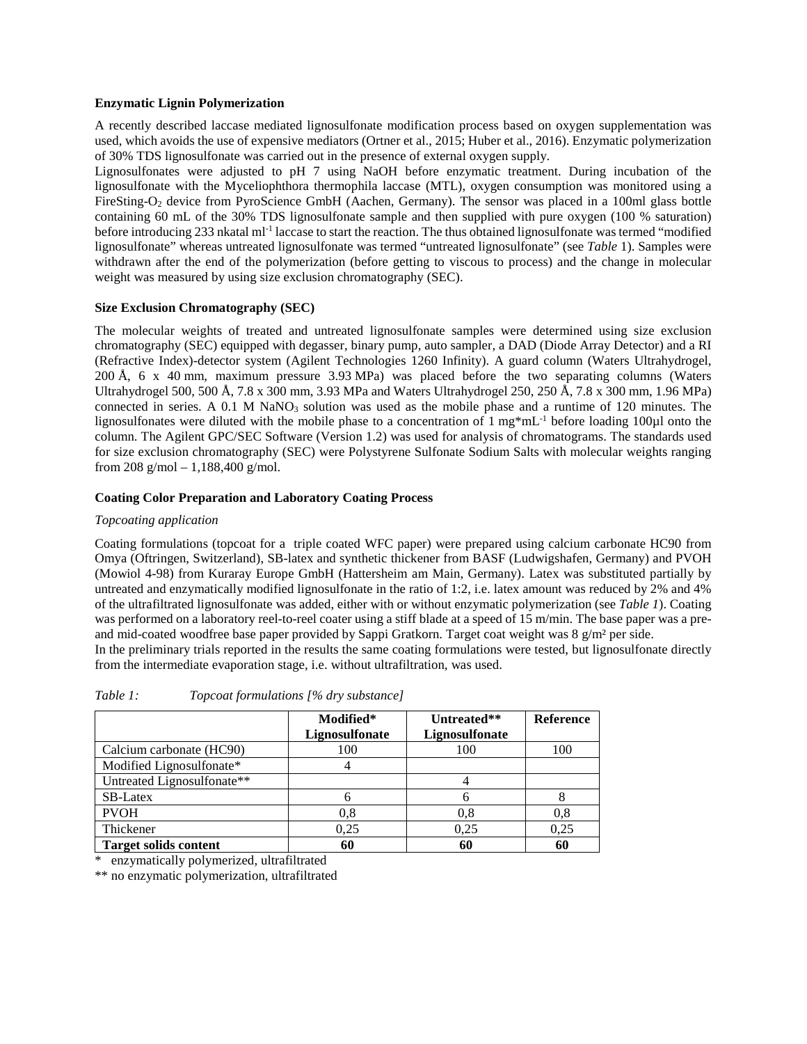**Enzymatic Lignin Polymerization**

A recently described laccase mediated lignosulfonate modification process based on oxygen supplementation was used, which avoids the use of expensive mediators (Ortner et al., 2015; Huber et al., 2016). Enzymatic polymerization of 30% TDS lignosulfonate was carried out in the presence of external oxygen supply.
Lignosulfonates were adjusted to pH 7 using NaOH before enzymatic treatment. During incubation of the lignosulfonate with the Myceliophthora thermophila laccase (MTL), oxygen consumption was monitored using a FireSting-$O_2$ device from PyroScience GmbH (Aachen, Germany). The sensor was placed in a 100ml glass bottle containing 60 mL of the 30% TDS lignosulfonate sample and then supplied with pure oxygen (100 % saturation) before introducing 233 nkatal $ml^{-1}$ laccase to start the reaction. The thus obtained lignosulfonate was termed "modified lignosulfonate" whereas untreated lignosulfonate was termed "untreated lignosulfonate" (see *Table* 1). Samples were withdrawn after the end of the polymerization (before getting to viscous to process) and the change in molecular weight was measured by using size exclusion chromatography (SEC).

**Size Exclusion Chromatography (SEC)**

The molecular weights of treated and untreated lignosulfonate samples were determined using size exclusion chromatography (SEC) equipped with degasser, binary pump, auto sampler, a DAD (Diode Array Detector) and a RI (Refractive Index)-detector system (Agilent Technologies 1260 Infinity). A guard column (Waters Ultrahydrogel, 200 Å, 6 x 40 mm, maximum pressure 3.93 MPa) was placed before the two separating columns (Waters Ultrahydrogel 500, 500 Å, 7.8 x 300 mm, 3.93 MPa and Waters Ultrahydrogel 250, 250 Å, 7.8 x 300 mm, 1.96 MPa) connected in series. A 0.1 M $NaNO_3$ solution was used as the mobile phase and a runtime of 120 minutes. The lignosulfonates were diluted with the mobile phase to a concentration of 1 mg*$mL^{-1}$ before loading 100µl onto the column. The Agilent GPC/SEC Software (Version 1.2) was used for analysis of chromatograms. The standards used for size exclusion chromatography (SEC) were Polystyrene Sulfonate Sodium Salts with molecular weights ranging from 208 g/mol – 1,188,400 g/mol.

**Coating Color Preparation and Laboratory Coating Process**

*Topcoating application*

Coating formulations (topcoat for a triple coated WFC paper) were prepared using calcium carbonate HC90 from Omya (Oftringen, Switzerland), SB-latex and synthetic thickener from BASF (Ludwigshafen, Germany) and PVOH (Mowiol 4-98) from Kuraray Europe GmbH (Hattersheim am Main, Germany). Latex was substituted partially by untreated and enzymatically modified lignosulfonate in the ratio of 1:2, i.e. latex amount was reduced by 2% and 4% of the ultrafiltrated lignosulfonate was added, either with or without enzymatic polymerization (see *Table 1*). Coating was performed on a laboratory reel-to-reel coater using a stiff blade at a speed of 15 m/min. The base paper was a pre- and mid-coated woodfree base paper provided by Sappi Gratkorn. Target coat weight was 8 g/m² per side.
In the preliminary trials reported in the results the same coating formulations were tested, but lignosulfonate directly from the intermediate evaporation stage, i.e. without ultrafiltration, was used.

*Table 1: Topcoat formulations [% dry substance]*

| | **Modified* Lignosulfonate** | **Untreated** Lignosulfonate** | **Reference** |
|---|---|---|---|
| Calcium carbonate (HC90) | 100 | 100 | 100 |
| Modified Lignosulfonate* | 4 | | |
| Untreated Lignosulfonate** | | 4 | |
| SB-Latex | 6 | 6 | 8 |
| PVOH | 0,8 | 0,8 | 0,8 |
| Thickener | 0,25 | 0,25 | 0,25 |
| **Target solids content** | **60** | **60** | **60** |

\* enzymatically polymerized, ultrafiltrated

** no enzymatic polymerization, ultrafiltrated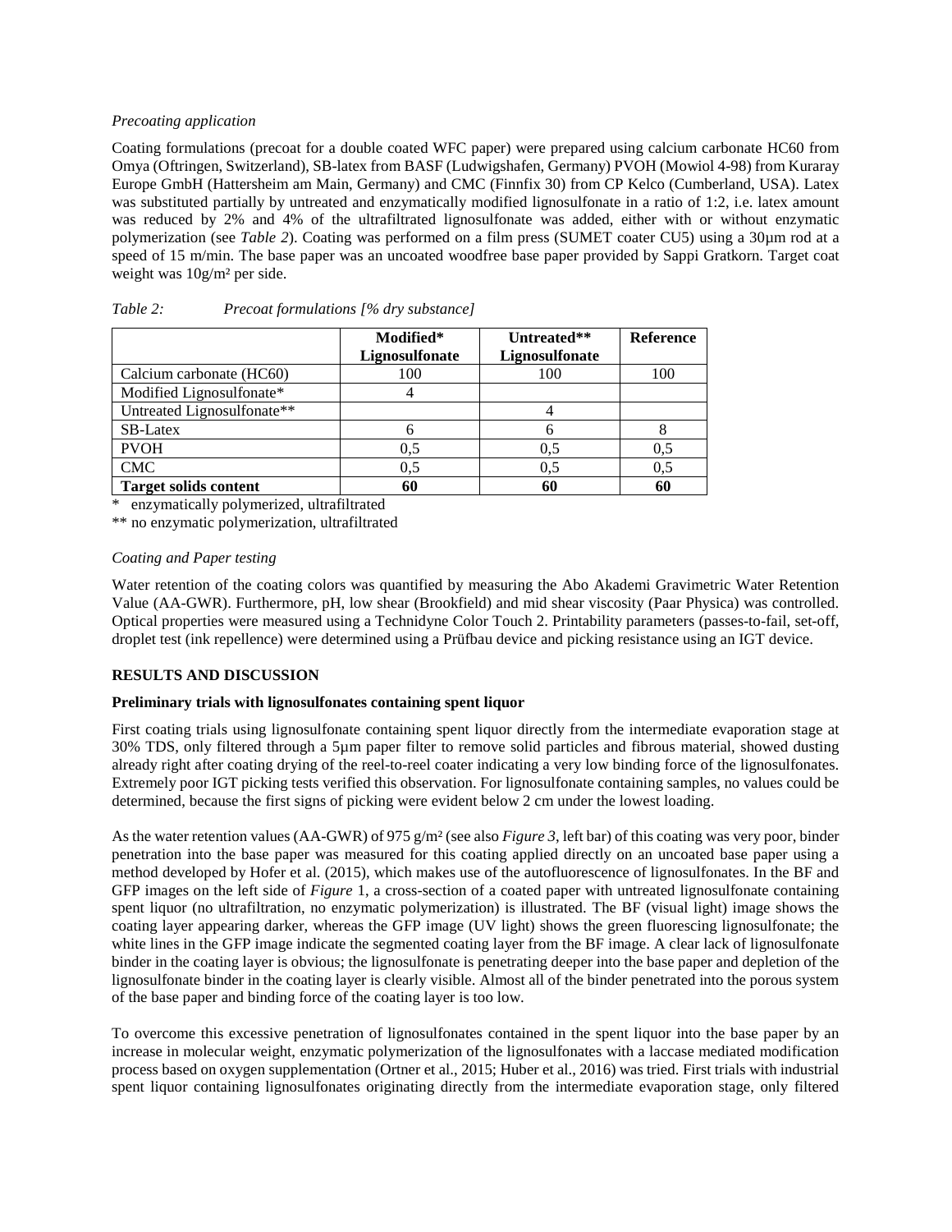*Precoating application*

Coating formulations (precoat for a double coated WFC paper) were prepared using calcium carbonate HC60 from Omya (Oftringen, Switzerland), SB-latex from BASF (Ludwigshafen, Germany) PVOH (Mowiol 4-98) from Kuraray Europe GmbH (Hattersheim am Main, Germany) and CMC (Finnfix 30) from CP Kelco (Cumberland, USA). Latex was substituted partially by untreated and enzymatically modified lignosulfonate in a ratio of 1:2, i.e. latex amount was reduced by 2% and 4% of the ultrafiltrated lignosulfonate was added, either with or without enzymatic polymerization (see *Table 2*). Coating was performed on a film press (SUMET coater CU5) using a 30µm rod at a speed of 15 m/min. The base paper was an uncoated woodfree base paper provided by Sappi Gratkorn. Target coat weight was 10g/m² per side.

*Table 2: Precoat formulations [% dry substance]*

| | **Modified* Lignosulfonate** | **Untreated** Lignosulfonate** | **Reference** |
|---|---|---|---|
| Calcium carbonate (HC60) | 100 | 100 | 100 |
| Modified Lignosulfonate* | 4 | | |
| Untreated Lignosulfonate** | | 4 | |
| SB-Latex | 6 | 6 | 8 |
| PVOH | 0,5 | 0,5 | 0,5 |
| CMC | 0,5 | 0,5 | 0,5 |
| **Target solids content** | **60** | **60** | **60** |

\* enzymatically polymerized, ultrafiltrated

** no enzymatic polymerization, ultrafiltrated

*Coating and Paper testing*

Water retention of the coating colors was quantified by measuring the Abo Akademi Gravimetric Water Retention Value (AA-GWR). Furthermore, pH, low shear (Brookfield) and mid shear viscosity (Paar Physica) was controlled. Optical properties were measured using a Technidyne Color Touch 2. Printability parameters (passes-to-fail, set-off, droplet test (ink repellence) were determined using a Prüfbau device and picking resistance using an IGT device.

## RESULTS AND DISCUSSION

### Preliminary trials with lignosulfonates containing spent liquor

First coating trials using lignosulfonate containing spent liquor directly from the intermediate evaporation stage at 30% TDS, only filtered through a 5µm paper filter to remove solid particles and fibrous material, showed dusting already right after coating drying of the reel-to-reel coater indicating a very low binding force of the lignosulfonates. Extremely poor IGT picking tests verified this observation. For lignosulfonate containing samples, no values could be determined, because the first signs of picking were evident below 2 cm under the lowest loading.

As the water retention values (AA-GWR) of 975 g/m² (see also *Figure 3*, left bar) of this coating was very poor, binder penetration into the base paper was measured for this coating applied directly on an uncoated base paper using a method developed by Hofer et al. (2015), which makes use of the autofluorescence of lignosulfonates. In the BF and GFP images on the left side of *Figure* 1, a cross-section of a coated paper with untreated lignosulfonate containing spent liquor (no ultrafiltration, no enzymatic polymerization) is illustrated. The BF (visual light) image shows the coating layer appearing darker, whereas the GFP image (UV light) shows the green fluorescing lignosulfonate; the white lines in the GFP image indicate the segmented coating layer from the BF image. A clear lack of lignosulfonate binder in the coating layer is obvious; the lignosulfonate is penetrating deeper into the base paper and depletion of the lignosulfonate binder in the coating layer is clearly visible. Almost all of the binder penetrated into the porous system of the base paper and binding force of the coating layer is too low.

To overcome this excessive penetration of lignosulfonates contained in the spent liquor into the base paper by an increase in molecular weight, enzymatic polymerization of the lignosulfonates with a laccase mediated modification process based on oxygen supplementation (Ortner et al., 2015; Huber et al., 2016) was tried. First trials with industrial spent liquor containing lignosulfonates originating directly from the intermediate evaporation stage, only filtered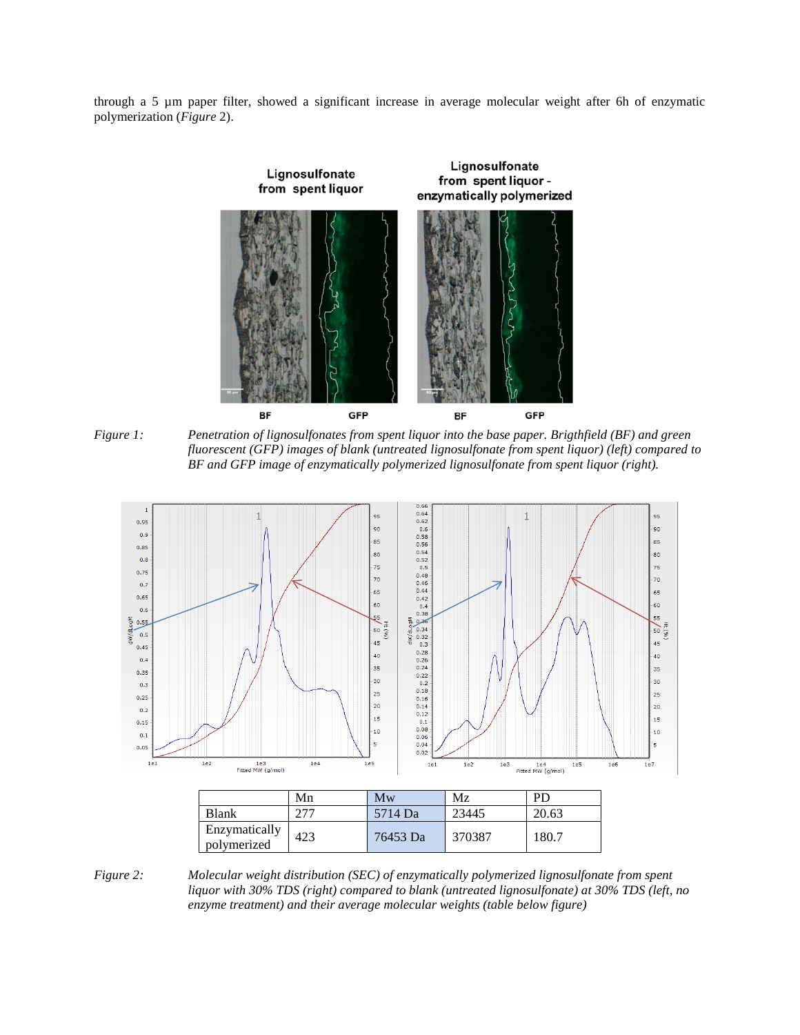through a 5 µm paper filter, showed a significant increase in average molecular weight after 6h of enzymatic polymerization (*Figure* 2).

*Figure 1:* *Penetration of lignosulfonates from spent liquor into the base paper. Brigthfield (BF) and green fluorescent (GFP) images of blank (untreated lignosulfonate from spent liquor) (left) compared to BF and GFP image of enzymatically polymerized lignosulfonate from spent liquor (right).*

| | Mn | Mw | Mz | PD |
|---|---|---|---|---|
| Blank | 277 | 5714 Da | 23445 | 20.63 |
| Enzymatically polymerized | 423 | 76453 Da | 370387 | 180.7 |

*Figure 2:* *Molecular weight distribution (SEC) of enzymatically polymerized lignosulfonate from spent liquor with 30% TDS (right) compared to blank (untreated lignosulfonate) at 30% TDS (left, no enzyme treatment) and their average molecular weights (table below figure)*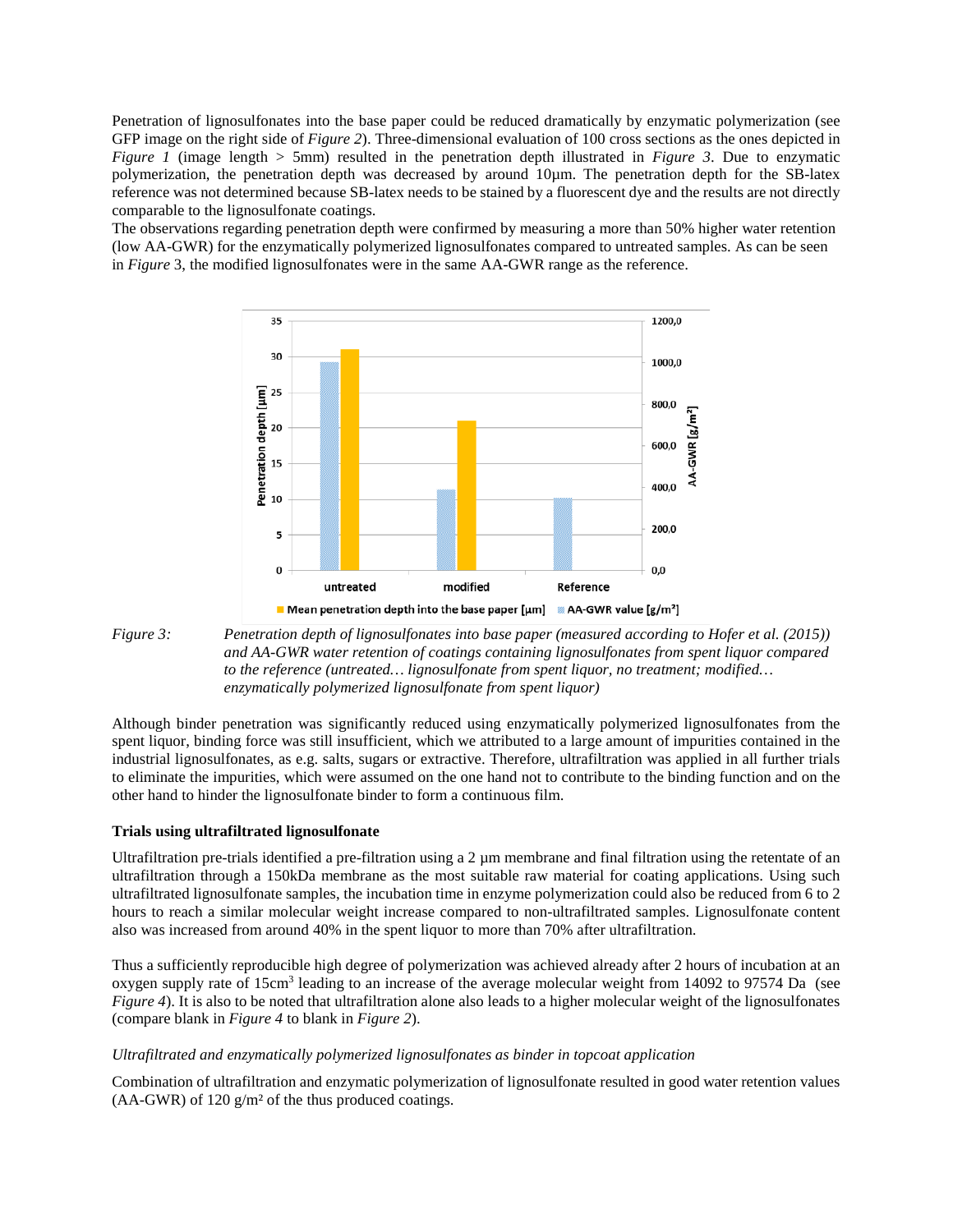Penetration of lignosulfonates into the base paper could be reduced dramatically by enzymatic polymerization (see GFP image on the right side of *Figure 2*). Three-dimensional evaluation of 100 cross sections as the ones depicted in *Figure 1* (image length > 5mm) resulted in the penetration depth illustrated in *Figure 3*. Due to enzymatic polymerization, the penetration depth was decreased by around 10µm. The penetration depth for the SB-latex reference was not determined because SB-latex needs to be stained by a fluorescent dye and the results are not directly comparable to the lignosulfonate coatings.
The observations regarding penetration depth were confirmed by measuring a more than 50% higher water retention (low AA-GWR) for the enzymatically polymerized lignosulfonates compared to untreated samples. As can be seen in *Figure* 3, the modified lignosulfonates were in the same AA-GWR range as the reference.

*Figure 3:* *Penetration depth of lignosulfonates into base paper (measured according to Hofer et al. (2015)) and AA-GWR water retention of coatings containing lignosulfonates from spent liquor compared to the reference (untreated… lignosulfonate from spent liquor, no treatment; modified… enzymatically polymerized lignosulfonate from spent liquor)*

Although binder penetration was significantly reduced using enzymatically polymerized lignosulfonates from the spent liquor, binding force was still insufficient, which we attributed to a large amount of impurities contained in the industrial lignosulfonates, as e.g. salts, sugars or extractive. Therefore, ultrafiltration was applied in all further trials to eliminate the impurities, which were assumed on the one hand not to contribute to the binding function and on the other hand to hinder the lignosulfonate binder to form a continuous film.

**Trials using ultrafiltrated lignosulfonate**

Ultrafiltration pre-trials identified a pre-filtration using a 2 µm membrane and final filtration using the retentate of an ultrafiltration through a 150kDa membrane as the most suitable raw material for coating applications. Using such ultrafiltrated lignosulfonate samples, the incubation time in enzyme polymerization could also be reduced from 6 to 2 hours to reach a similar molecular weight increase compared to non-ultrafiltrated samples. Lignosulfonate content also was increased from around 40% in the spent liquor to more than 70% after ultrafiltration.

Thus a sufficiently reproducible high degree of polymerization was achieved already after 2 hours of incubation at an oxygen supply rate of 15cm$^3$ leading to an increase of the average molecular weight from 14092 to 97574 Da (see *Figure 4*). It is also to be noted that ultrafiltration alone also leads to a higher molecular weight of the lignosulfonates (compare blank in *Figure 4* to blank in *Figure 2*).

*Ultrafiltrated and enzymatically polymerized lignosulfonates as binder in topcoat application*

Combination of ultrafiltration and enzymatic polymerization of lignosulfonate resulted in good water retention values (AA-GWR) of 120 g/m² of the thus produced coatings.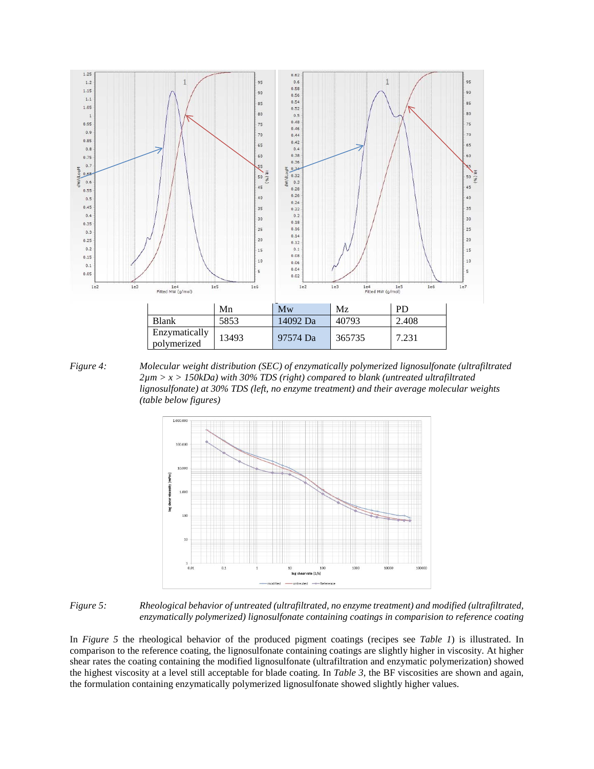| | Mn | Mw | Mz | PD |
|---|---|---|---|---|
| Blank | 5853 | 14092 Da | 40793 | 2.408 |
| Enzymatically polymerized | 13493 | 97574 Da | 365735 | 7.231 |

*Figure 4: Molecular weight distribution (SEC) of enzymatically polymerized lignosulfonate (ultrafiltrated 2µm > x > 150kDa) with 30% TDS (right) compared to blank (untreated ultrafiltrated lignosulfonate) at 30% TDS (left, no enzyme treatment) and their average molecular weights (table below figures)*

*Figure 5: Rheological behavior of untreated (ultrafiltrated, no enzyme treatment) and modified (ultrafiltrated, enzymatically polymerized) lignosulfonate containing coatings in comparision to reference coating*

In *Figure 5* the rheological behavior of the produced pigment coatings (recipes see *Table 1*) is illustrated. In comparison to the reference coating, the lignosulfonate containing coatings are slightly higher in viscosity. At higher shear rates the coating containing the modified lignosulfonate (ultrafiltration and enzymatic polymerization) showed the highest viscosity at a level still acceptable for blade coating. In *Table 3*, the BF viscosities are shown and again, the formulation containing enzymatically polymerized lignosulfonate showed slightly higher values.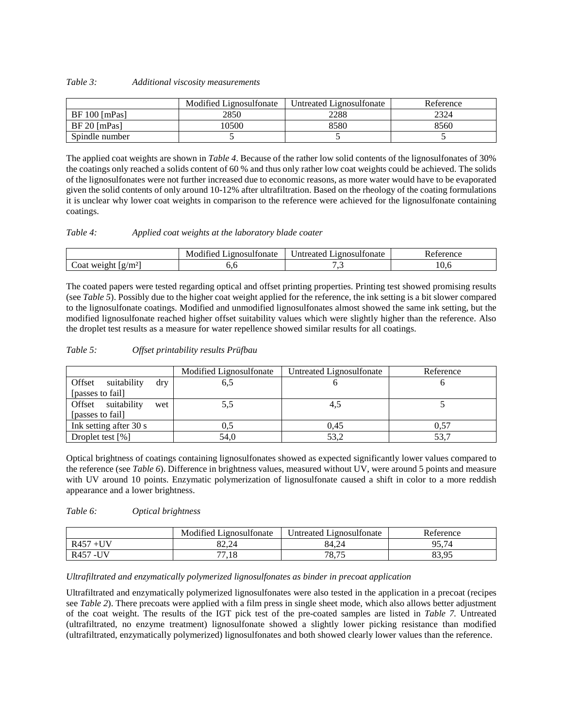*Table 3: Additional viscosity measurements*

| | Modified Lignosulfonate | Untreated Lignosulfonate | Reference |
|---|---|---|---|
| BF 100 [mPas] | 2850 | 2288 | 2324 |
| BF 20 [mPas] | 10500 | 8580 | 8560 |
| Spindle number | 5 | 5 | 5 |

The applied coat weights are shown in *Table 4*. Because of the rather low solid contents of the lignosulfonates of 30% the coatings only reached a solids content of 60 % and thus only rather low coat weights could be achieved. The solids of the lignosulfonates were not further increased due to economic reasons, as more water would have to be evaporated given the solid contents of only around 10-12% after ultrafiltration. Based on the rheology of the coating formulations it is unclear why lower coat weights in comparison to the reference were achieved for the lignosulfonate containing coatings.

*Table 4: Applied coat weights at the laboratory blade coater*

| | Modified Lignosulfonate | Untreated Lignosulfonate | Reference |
|---|---|---|---|
| Coat weight [g/m²] | 6,6 | 7,3 | 10,6 |

The coated papers were tested regarding optical and offset printing properties. Printing test showed promising results (see *Table 5*). Possibly due to the higher coat weight applied for the reference, the ink setting is a bit slower compared to the lignosulfonate coatings. Modified and unmodified lignosulfonates almost showed the same ink setting, but the modified lignosulfonate reached higher offset suitability values which were slightly higher than the reference. Also the droplet test results as a measure for water repellence showed similar results for all coatings.

*Table 5: Offset printability results Prüfbau*

| | Modified Lignosulfonate | Untreated Lignosulfonate | Reference |
|---|---|---|---|
| Offset suitability dry [passes to fail] | 6,5 | 6 | 6 |
| Offset suitability wet [passes to fail] | 5,5 | 4,5 | 5 |
| Ink setting after 30 s | 0,5 | 0,45 | 0,57 |
| Droplet test [%] | 54,0 | 53,2 | 53,7 |

Optical brightness of coatings containing lignosulfonates showed as expected significantly lower values compared to the reference (see *Table 6*). Difference in brightness values, measured without UV, were around 5 points and measure with UV around 10 points. Enzymatic polymerization of lignosulfonate caused a shift in color to a more reddish appearance and a lower brightness.

*Table 6: Optical brightness*

| | Modified Lignosulfonate | Untreated Lignosulfonate | Reference |
|---|---|---|---|
| R457 +UV | 82,24 | 84,24 | 95,74 |
| R457 -UV | 77,18 | 78,75 | 83,95 |

*Ultrafiltrated and enzymatically polymerized lignosulfonates as binder in precoat application*

Ultrafiltrated and enzymatically polymerized lignosulfonates were also tested in the application in a precoat (recipes see *Table 2*). There precoats were applied with a film press in single sheet mode, which also allows better adjustment of the coat weight. The results of the IGT pick test of the pre-coated samples are listed in *Table 7*. Untreated (ultrafiltrated, no enzyme treatment) lignosulfonate showed a slightly lower picking resistance than modified (ultrafiltrated, enzymatically polymerized) lignosulfonates and both showed clearly lower values than the reference.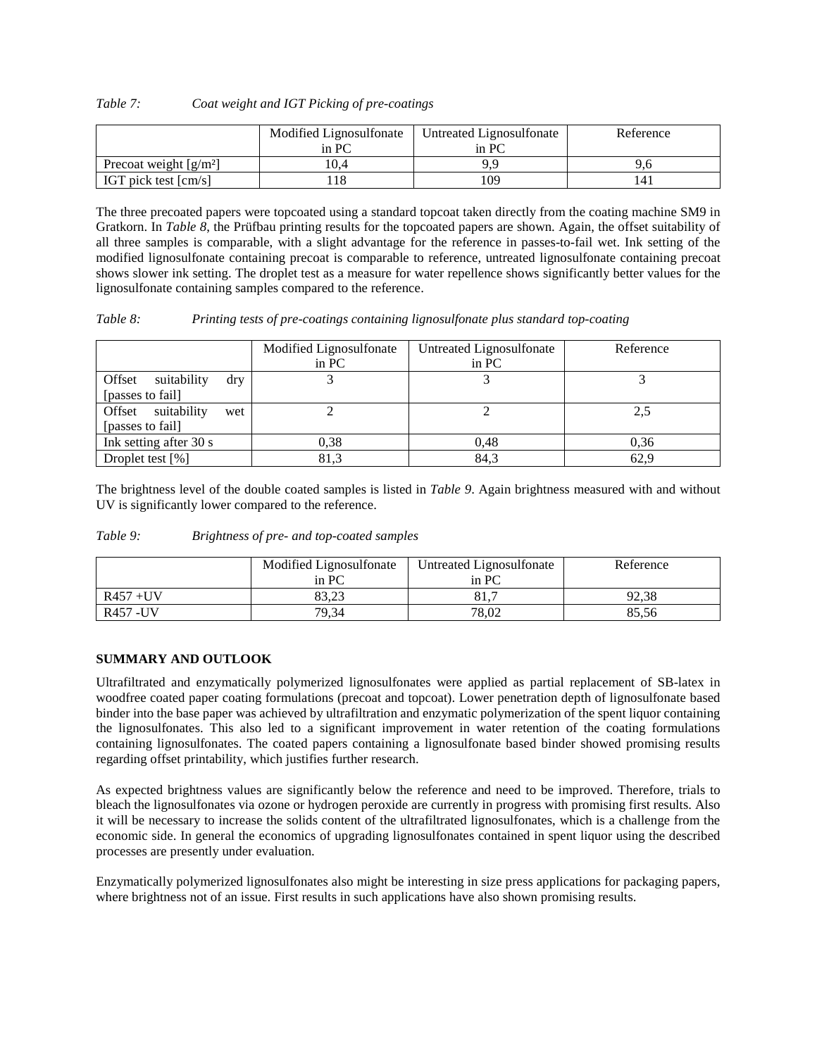*Table 7: Coat weight and IGT Picking of pre-coatings*

| | Modified Lignosulfonate in PC | Untreated Lignosulfonate in PC | Reference |
|---|---|---|---|
| Precoat weight [g/m²] | 10,4 | 9,9 | 9,6 |
| IGT pick test [cm/s] | 118 | 109 | 141 |

The three precoated papers were topcoated using a standard topcoat taken directly from the coating machine SM9 in Gratkorn. In *Table 8*, the Prüfbau printing results for the topcoated papers are shown. Again, the offset suitability of all three samples is comparable, with a slight advantage for the reference in passes-to-fail wet. Ink setting of the modified lignosulfonate containing precoat is comparable to reference, untreated lignosulfonate containing precoat shows slower ink setting. The droplet test as a measure for water repellence shows significantly better values for the lignosulfonate containing samples compared to the reference.

*Table 8: Printing tests of pre-coatings containing lignosulfonate plus standard top-coating*

| | Modified Lignosulfonate in PC | Untreated Lignosulfonate in PC | Reference |
|---|---|---|---|
| Offset suitability dry [passes to fail] | 3 | 3 | 3 |
| Offset suitability wet [passes to fail] | 2 | 2 | 2,5 |
| Ink setting after 30 s | 0,38 | 0,48 | 0,36 |
| Droplet test [%] | 81,3 | 84,3 | 62,9 |

The brightness level of the double coated samples is listed in *Table 9*. Again brightness measured with and without UV is significantly lower compared to the reference.

*Table 9: Brightness of pre- and top-coated samples*

| | Modified Lignosulfonate in PC | Untreated Lignosulfonate in PC | Reference |
|---|---|---|---|
| R457 +UV | 83,23 | 81,7 | 92,38 |
| R457 -UV | 79,34 | 78,02 | 85,56 |

## SUMMARY AND OUTLOOK

Ultrafiltrated and enzymatically polymerized lignosulfonates were applied as partial replacement of SB-latex in woodfree coated paper coating formulations (precoat and topcoat). Lower penetration depth of lignosulfonate based binder into the base paper was achieved by ultrafiltration and enzymatic polymerization of the spent liquor containing the lignosulfonates. This also led to a significant improvement in water retention of the coating formulations containing lignosulfonates. The coated papers containing a lignosulfonate based binder showed promising results regarding offset printability, which justifies further research.

As expected brightness values are significantly below the reference and need to be improved. Therefore, trials to bleach the lignosulfonates via ozone or hydrogen peroxide are currently in progress with promising first results. Also it will be necessary to increase the solids content of the ultrafiltrated lignosulfonates, which is a challenge from the economic side. In general the economics of upgrading lignosulfonates contained in spent liquor using the described processes are presently under evaluation.

Enzymatically polymerized lignosulfonates also might be interesting in size press applications for packaging papers, where brightness not of an issue. First results in such applications have also shown promising results.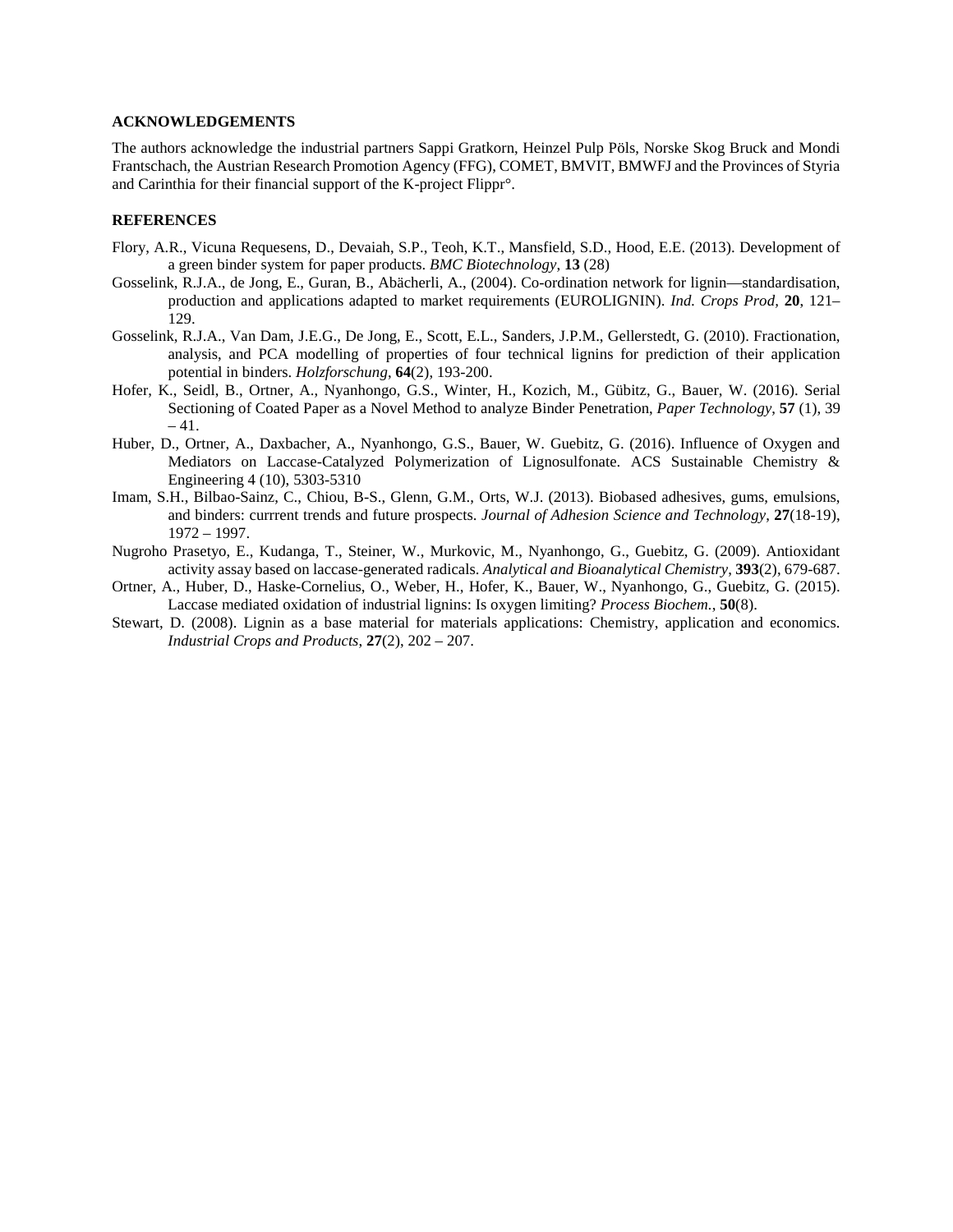## ACKNOWLEDGEMENTS

The authors acknowledge the industrial partners Sappi Gratkorn, Heinzel Pulp Pöls, Norske Skog Bruck and Mondi Frantschach, the Austrian Research Promotion Agency (FFG), COMET, BMVIT, BMWFJ and the Provinces of Styria and Carinthia for their financial support of the K-project Flippr°.

## REFERENCES

Flory, A.R., Vicuna Requesens, D., Devaiah, S.P., Teoh, K.T., Mansfield, S.D., Hood, E.E. (2013). Development of a green binder system for paper products. *BMC Biotechnology*, **13** (28)

Gosselink, R.J.A., de Jong, E., Guran, B., Abächerli, A., (2004). Co-ordination network for lignin—standardisation, production and applications adapted to market requirements (EUROLIGNIN). *Ind. Crops Prod*, **20**, 121–129.

Gosselink, R.J.A., Van Dam, J.E.G., De Jong, E., Scott, E.L., Sanders, J.P.M., Gellerstedt, G. (2010). Fractionation, analysis, and PCA modelling of properties of four technical lignins for prediction of their application potential in binders. *Holzforschung*, **64**(2), 193-200.

Hofer, K., Seidl, B., Ortner, A., Nyanhongo, G.S., Winter, H., Kozich, M., Gübitz, G., Bauer, W. (2016). Serial Sectioning of Coated Paper as a Novel Method to analyze Binder Penetration, *Paper Technology*, **57** (1), 39 – 41.

Huber, D., Ortner, A., Daxbacher, A., Nyanhongo, G.S., Bauer, W. Guebitz, G. (2016). Influence of Oxygen and Mediators on Laccase-Catalyzed Polymerization of Lignosulfonate. ACS Sustainable Chemistry & Engineering 4 (10), 5303-5310

Imam, S.H., Bilbao-Sainz, C., Chiou, B-S., Glenn, G.M., Orts, W.J. (2013). Biobased adhesives, gums, emulsions, and binders: currrent trends and future prospects. *Journal of Adhesion Science and Technology*, **27**(18-19), 1972 – 1997.

Nugroho Prasetyo, E., Kudanga, T., Steiner, W., Murkovic, M., Nyanhongo, G., Guebitz, G. (2009). Antioxidant activity assay based on laccase-generated radicals. *Analytical and Bioanalytical Chemistry*, **393**(2), 679-687.

Ortner, A., Huber, D., Haske-Cornelius, O., Weber, H., Hofer, K., Bauer, W., Nyanhongo, G., Guebitz, G. (2015). Laccase mediated oxidation of industrial lignins: Is oxygen limiting? *Process Biochem.*, **50**(8).

Stewart, D. (2008). Lignin as a base material for materials applications: Chemistry, application and economics. *Industrial Crops and Products*, **27**(2), 202 – 207.